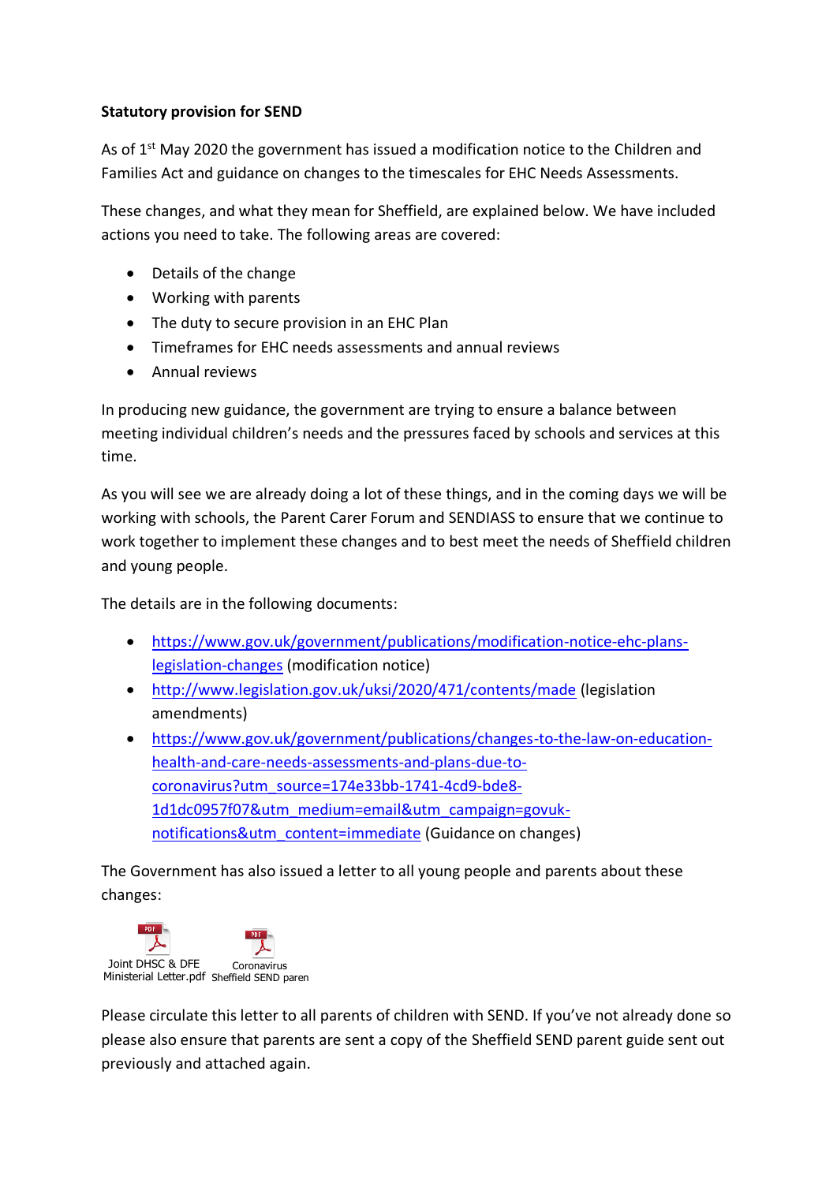**Statutory provision for SEND**

As of 1st May 2020 the government has issued a modification notice to the Children and Families Act and guidance on changes to the timescales for EHC Needs Assessments.

These changes, and what they mean for Sheffield, are explained below. We have included actions you need to take. The following areas are covered:

- Details of the change
- Working with parents
- The duty to secure provision in an EHC Plan
- Timeframes for EHC needs assessments and annual reviews
- Annual reviews

In producing new guidance, the government are trying to ensure a balance between meeting individual children's needs and the pressures faced by schools and services at this time.

As you will see we are already doing a lot of these things, and in the coming days we will be working with schools, the Parent Carer Forum and SENDIASS to ensure that we continue to work together to implement these changes and to best meet the needs of Sheffield children and young people.

The details are in the following documents:

- https://www.gov.uk/government/publications/modification-notice-ehc-plans-legislation-changes (modification notice)
- http://www.legislation.gov.uk/uksi/2020/471/contents/made (legislation amendments)
- https://www.gov.uk/government/publications/changes-to-the-law-on-education-health-and-care-needs-assessments-and-plans-due-to-coronavirus?utm_source=174e33bb-1741-4cd9-bde8-1d1dc0957f07&utm_medium=email&utm_campaign=govuk-notifications&utm_content=immediate (Guidance on changes)

The Government has also issued a letter to all young people and parents about these changes:

Joint DHSC & DFE Ministerial Letter.pdf

Coronavirus Sheffield SEND paren

Please circulate this letter to all parents of children with SEND. If you've not already done so please also ensure that parents are sent a copy of the Sheffield SEND parent guide sent out previously and attached again.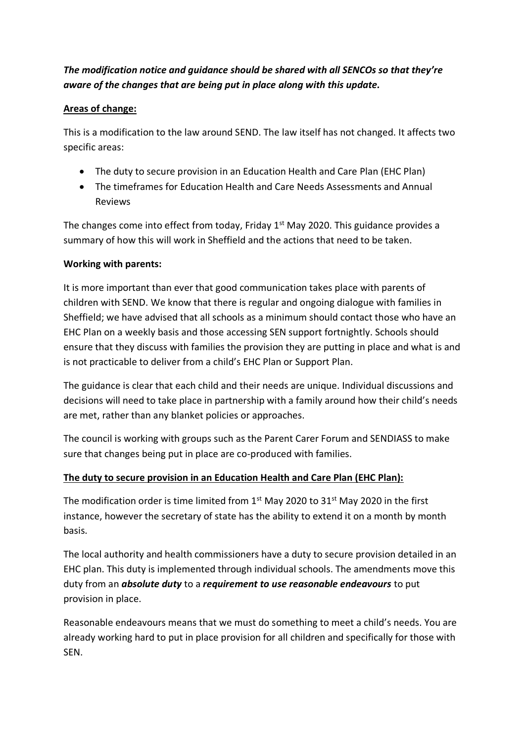***The modification notice and guidance should be shared with all SENCOs so that they're aware of the changes that are being put in place along with this update.***

**Areas of change:**

This is a modification to the law around SEND. The law itself has not changed. It affects two specific areas:

- The duty to secure provision in an Education Health and Care Plan (EHC Plan)
- The timeframes for Education Health and Care Needs Assessments and Annual Reviews

The changes come into effect from today, Friday 1st May 2020. This guidance provides a summary of how this will work in Sheffield and the actions that need to be taken.

**Working with parents:**

It is more important than ever that good communication takes place with parents of children with SEND. We know that there is regular and ongoing dialogue with families in Sheffield; we have advised that all schools as a minimum should contact those who have an EHC Plan on a weekly basis and those accessing SEN support fortnightly. Schools should ensure that they discuss with families the provision they are putting in place and what is and is not practicable to deliver from a child's EHC Plan or Support Plan.

The guidance is clear that each child and their needs are unique. Individual discussions and decisions will need to take place in partnership with a family around how their child's needs are met, rather than any blanket policies or approaches.

The council is working with groups such as the Parent Carer Forum and SENDIASS to make sure that changes being put in place are co-produced with families.

**The duty to secure provision in an Education Health and Care Plan (EHC Plan):**

The modification order is time limited from 1st May 2020 to 31st May 2020 in the first instance, however the secretary of state has the ability to extend it on a month by month basis.

The local authority and health commissioners have a duty to secure provision detailed in an EHC plan. This duty is implemented through individual schools. The amendments move this duty from an ***absolute duty*** to a ***requirement to use reasonable endeavours*** to put provision in place.

Reasonable endeavours means that we must do something to meet a child's needs. You are already working hard to put in place provision for all children and specifically for those with SEN.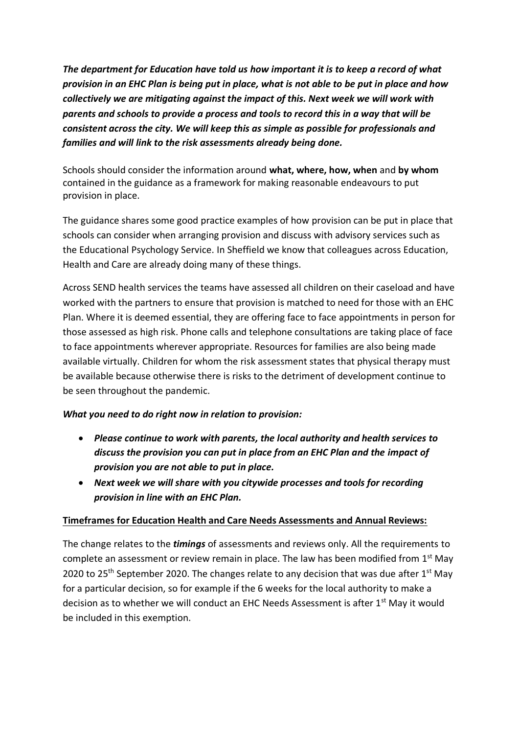***The department for Education have told us how important it is to keep a record of what provision in an EHC Plan is being put in place, what is not able to be put in place and how collectively we are mitigating against the impact of this. Next week we will work with parents and schools to provide a process and tools to record this in a way that will be consistent across the city. We will keep this as simple as possible for professionals and families and will link to the risk assessments already being done.***

Schools should consider the information around **what, where, how, when** and **by whom** contained in the guidance as a framework for making reasonable endeavours to put provision in place.

The guidance shares some good practice examples of how provision can be put in place that schools can consider when arranging provision and discuss with advisory services such as the Educational Psychology Service. In Sheffield we know that colleagues across Education, Health and Care are already doing many of these things.

Across SEND health services the teams have assessed all children on their caseload and have worked with the partners to ensure that provision is matched to need for those with an EHC Plan. Where it is deemed essential, they are offering face to face appointments in person for those assessed as high risk. Phone calls and telephone consultations are taking place of face to face appointments wherever appropriate. Resources for families are also being made available virtually. Children for whom the risk assessment states that physical therapy must be available because otherwise there is risks to the detriment of development continue to be seen throughout the pandemic.

***What you need to do right now in relation to provision:***

- ***Please continue to work with parents, the local authority and health services to discuss the provision you can put in place from an EHC Plan and the impact of provision you are not able to put in place.***
- ***Next week we will share with you citywide processes and tools for recording provision in line with an EHC Plan.***

**<u>Timeframes for Education Health and Care Needs Assessments and Annual Reviews:</u>**

The change relates to the ***timings*** of assessments and reviews only. All the requirements to complete an assessment or review remain in place. The law has been modified from 1st May 2020 to 25th September 2020. The changes relate to any decision that was due after 1st May for a particular decision, so for example if the 6 weeks for the local authority to make a decision as to whether we will conduct an EHC Needs Assessment is after 1st May it would be included in this exemption.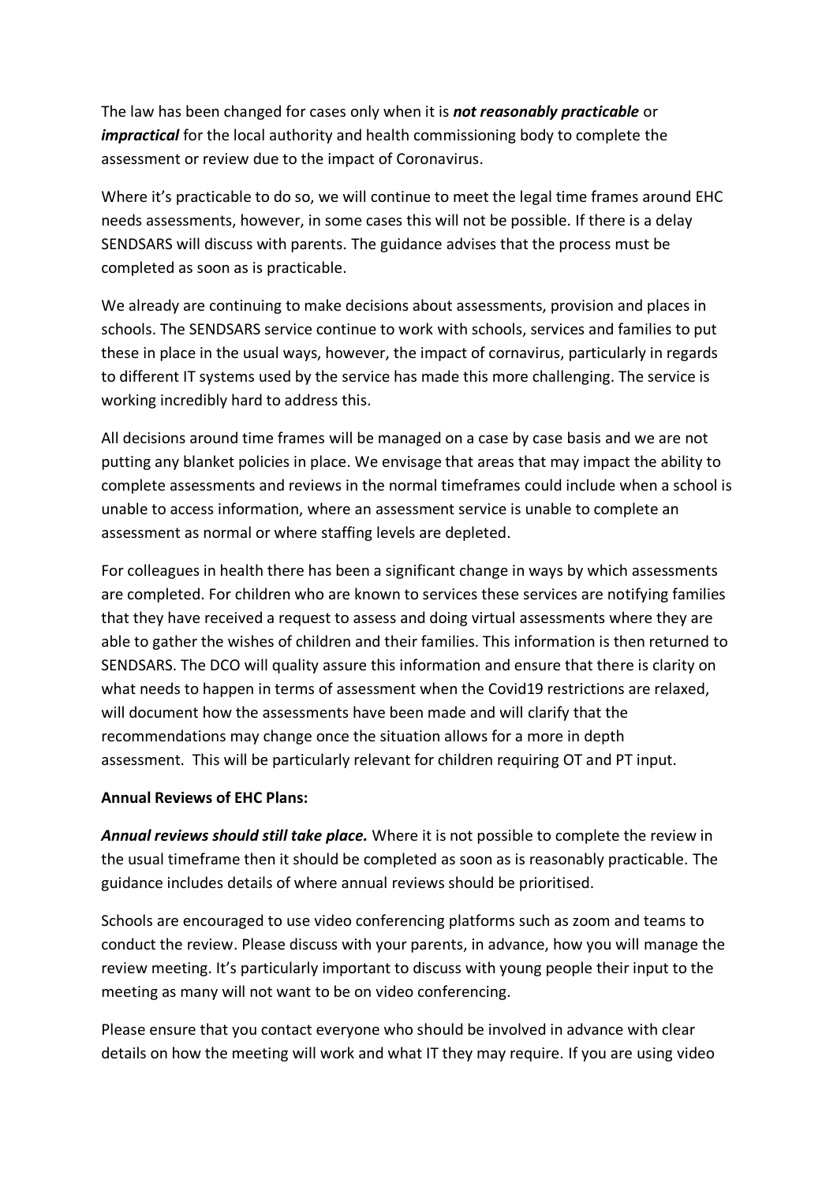The law has been changed for cases only when it is ***not reasonably practicable*** or ***impractical*** for the local authority and health commissioning body to complete the assessment or review due to the impact of Coronavirus.

Where it's practicable to do so, we will continue to meet the legal time frames around EHC needs assessments, however, in some cases this will not be possible. If there is a delay SENDSARS will discuss with parents. The guidance advises that the process must be completed as soon as is practicable.

We already are continuing to make decisions about assessments, provision and places in schools. The SENDSARS service continue to work with schools, services and families to put these in place in the usual ways, however, the impact of cornavirus, particularly in regards to different IT systems used by the service has made this more challenging. The service is working incredibly hard to address this.

All decisions around time frames will be managed on a case by case basis and we are not putting any blanket policies in place. We envisage that areas that may impact the ability to complete assessments and reviews in the normal timeframes could include when a school is unable to access information, where an assessment service is unable to complete an assessment as normal or where staffing levels are depleted.

For colleagues in health there has been a significant change in ways by which assessments are completed. For children who are known to services these services are notifying families that they have received a request to assess and doing virtual assessments where they are able to gather the wishes of children and their families. This information is then returned to SENDSARS. The DCO will quality assure this information and ensure that there is clarity on what needs to happen in terms of assessment when the Covid19 restrictions are relaxed, will document how the assessments have been made and will clarify that the recommendations may change once the situation allows for a more in depth assessment. This will be particularly relevant for children requiring OT and PT input.

**Annual Reviews of EHC Plans:**

***Annual reviews should still take place.*** Where it is not possible to complete the review in the usual timeframe then it should be completed as soon as is reasonably practicable. The guidance includes details of where annual reviews should be prioritised.

Schools are encouraged to use video conferencing platforms such as zoom and teams to conduct the review. Please discuss with your parents, in advance, how you will manage the review meeting. It's particularly important to discuss with young people their input to the meeting as many will not want to be on video conferencing.

Please ensure that you contact everyone who should be involved in advance with clear details on how the meeting will work and what IT they may require. If you are using video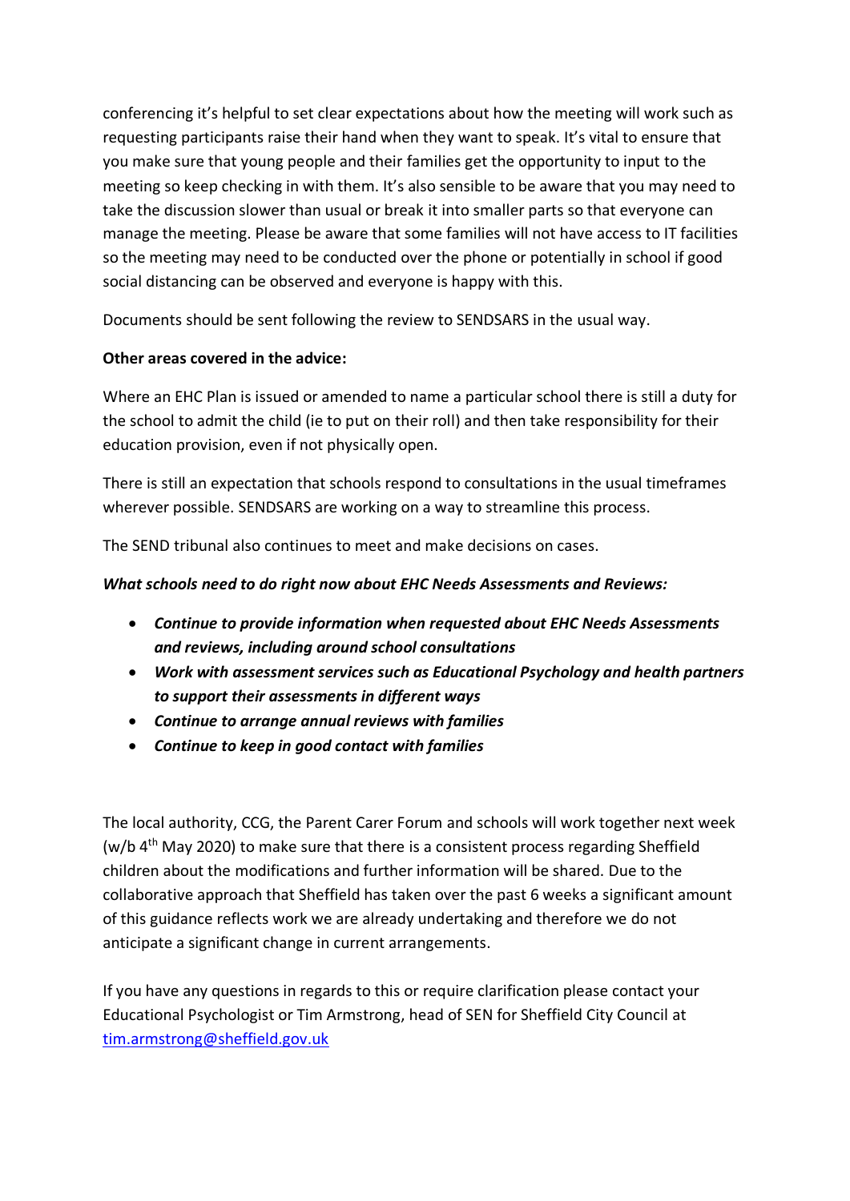conferencing it's helpful to set clear expectations about how the meeting will work such as requesting participants raise their hand when they want to speak. It's vital to ensure that you make sure that young people and their families get the opportunity to input to the meeting so keep checking in with them. It's also sensible to be aware that you may need to take the discussion slower than usual or break it into smaller parts so that everyone can manage the meeting. Please be aware that some families will not have access to IT facilities so the meeting may need to be conducted over the phone or potentially in school if good social distancing can be observed and everyone is happy with this.

Documents should be sent following the review to SENDSARS in the usual way.

**Other areas covered in the advice:**

Where an EHC Plan is issued or amended to name a particular school there is still a duty for the school to admit the child (ie to put on their roll) and then take responsibility for their education provision, even if not physically open.

There is still an expectation that schools respond to consultations in the usual timeframes wherever possible. SENDSARS are working on a way to streamline this process.

The SEND tribunal also continues to meet and make decisions on cases.

***What schools need to do right now about EHC Needs Assessments and Reviews:***

- ***Continue to provide information when requested about EHC Needs Assessments and reviews, including around school consultations***
- ***Work with assessment services such as Educational Psychology and health partners to support their assessments in different ways***
- ***Continue to arrange annual reviews with families***
- ***Continue to keep in good contact with families***

The local authority, CCG, the Parent Carer Forum and schools will work together next week (w/b 4th May 2020) to make sure that there is a consistent process regarding Sheffield children about the modifications and further information will be shared. Due to the collaborative approach that Sheffield has taken over the past 6 weeks a significant amount of this guidance reflects work we are already undertaking and therefore we do not anticipate a significant change in current arrangements.

If you have any questions in regards to this or require clarification please contact your Educational Psychologist or Tim Armstrong, head of SEN for Sheffield City Council at [tim.armstrong@sheffield.gov.uk](mailto:tim.armstrong@sheffield.gov.uk)